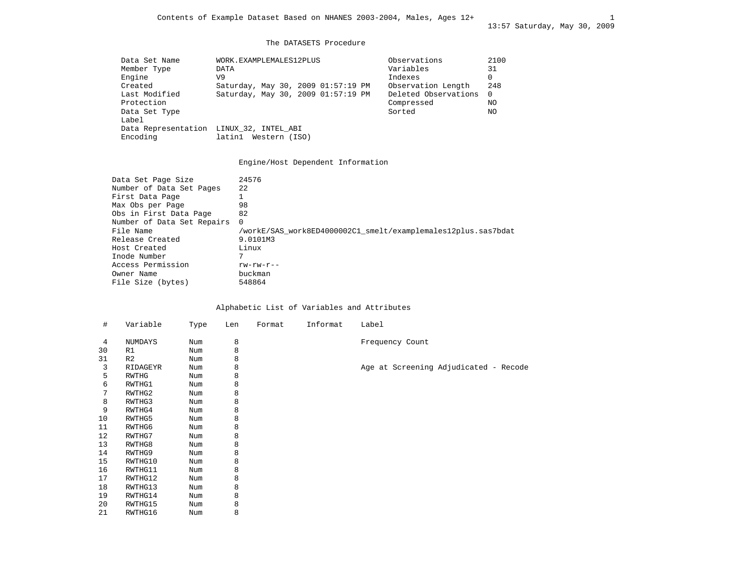Contents of Example Dataset Based on NHANES 2003-2004, Males, Ages 12+

13:57 Saturday, May 30, 2009

## The DATASETS Procedure

| | | | |
|---|---|---|---|
| Data Set Name | WORK.EXAMPLEMALES12PLUS | Observations | 2100 |
| Member Type | DATA | Variables | 31 |
| Engine | V9 | Indexes | 0 |
| Created | Saturday, May 30, 2009 01:57:19 PM | Observation Length | 248 |
| Last Modified | Saturday, May 30, 2009 01:57:19 PM | Deleted Observations | 0 |
| Protection | | Compressed | NO |
| Data Set Type | | Sorted | NO |
| Label | | | |
| Data Representation | LINUX_32, INTEL_ABI | | |
| Encoding | latin1 Western (ISO) | | |

## Engine/Host Dependent Information

| | |
|---|---|
| Data Set Page Size | 24576 |
| Number of Data Set Pages | 22 |
| First Data Page | 1 |
| Max Obs per Page | 98 |
| Obs in First Data Page | 82 |
| Number of Data Set Repairs | 0 |
| File Name | /workE/SAS_work8ED4000002C1_smelt/examplemales12plus.sas7bdat |
| Release Created | 9.0101M3 |
| Host Created | Linux |
| Inode Number | 7 |
| Access Permission | rw-rw-r-- |
| Owner Name | buckman |
| File Size (bytes) | 548864 |

## Alphabetic List of Variables and Attributes

| # | Variable | Type | Len | Format | Informat | Label |
|---|---|---|---|---|---|---|
| 4 | NUMDAYS | Num | 8 | | | Frequency Count |
| 30 | R1 | Num | 8 | | | |
| 31 | R2 | Num | 8 | | | |
| 3 | RIDAGEYR | Num | 8 | | | Age at Screening Adjudicated - Recode |
| 5 | RWTHG | Num | 8 | | | |
| 6 | RWTHG1 | Num | 8 | | | |
| 7 | RWTHG2 | Num | 8 | | | |
| 8 | RWTHG3 | Num | 8 | | | |
| 9 | RWTHG4 | Num | 8 | | | |
| 10 | RWTHG5 | Num | 8 | | | |
| 11 | RWTHG6 | Num | 8 | | | |
| 12 | RWTHG7 | Num | 8 | | | |
| 13 | RWTHG8 | Num | 8 | | | |
| 14 | RWTHG9 | Num | 8 | | | |
| 15 | RWTHG10 | Num | 8 | | | |
| 16 | RWTHG11 | Num | 8 | | | |
| 17 | RWTHG12 | Num | 8 | | | |
| 18 | RWTHG13 | Num | 8 | | | |
| 19 | RWTHG14 | Num | 8 | | | |
| 20 | RWTHG15 | Num | 8 | | | |
| 21 | RWTHG16 | Num | 8 | | | |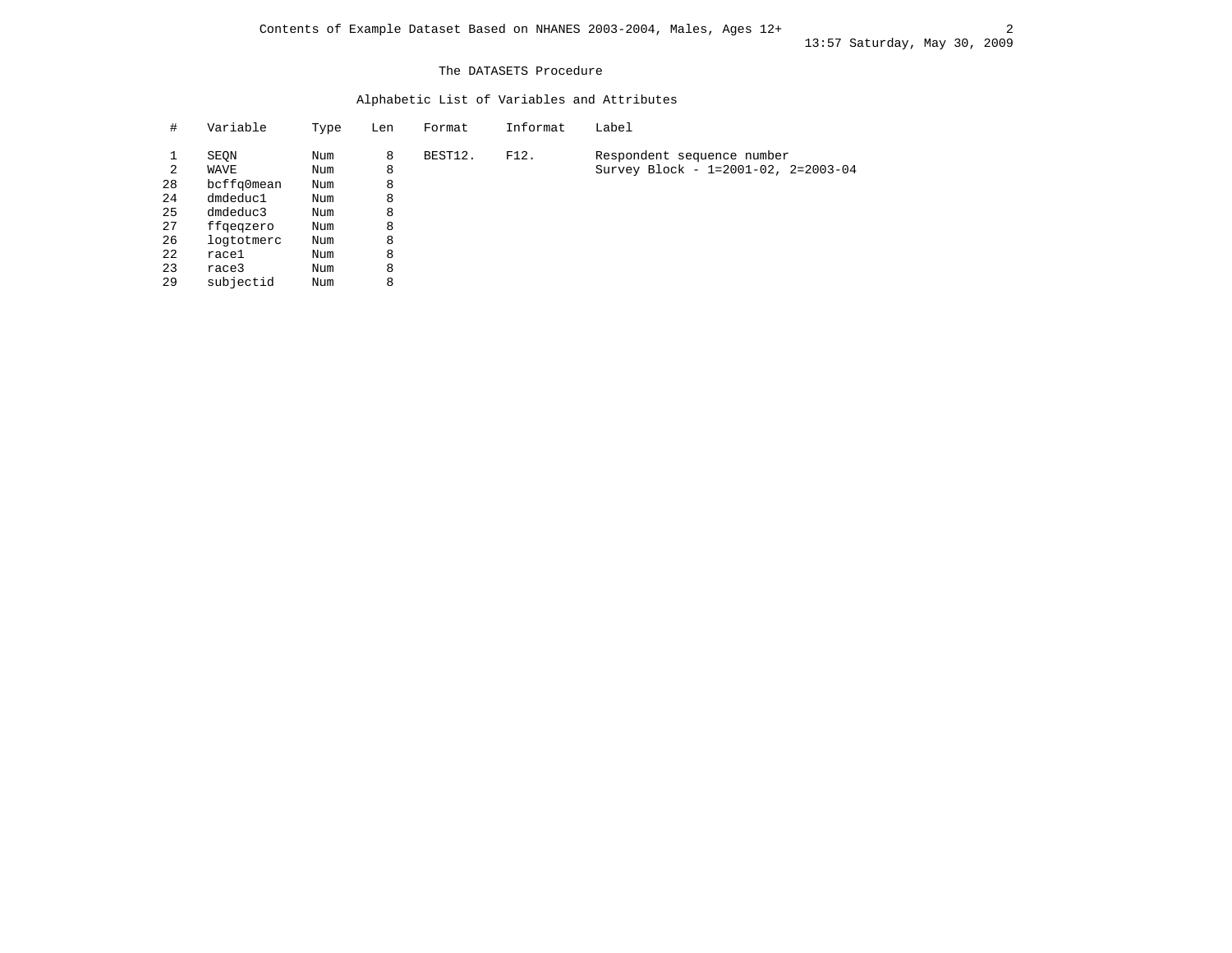Contents of Example Dataset Based on NHANES 2003-2004, Males, Ages 12+

13:57 Saturday, May 30, 2009

The DATASETS Procedure

Alphabetic List of Variables and Attributes

| # | Variable | Type | Len | Format | Informat | Label |
|---|---|---|---|---|---|---|
| 1 | SEQN | Num | 8 | BEST12. | F12. | Respondent sequence number |
| 2 | WAVE | Num | 8 | | | Survey Block - 1=2001-02, 2=2003-04 |
| 28 | bcffq0mean | Num | 8 | | | |
| 24 | dmdeduc1 | Num | 8 | | | |
| 25 | dmdeduc3 | Num | 8 | | | |
| 27 | ffqeqzero | Num | 8 | | | |
| 26 | logtotmerc | Num | 8 | | | |
| 22 | race1 | Num | 8 | | | |
| 23 | race3 | Num | 8 | | | |
| 29 | subjectid | Num | 8 | | | |